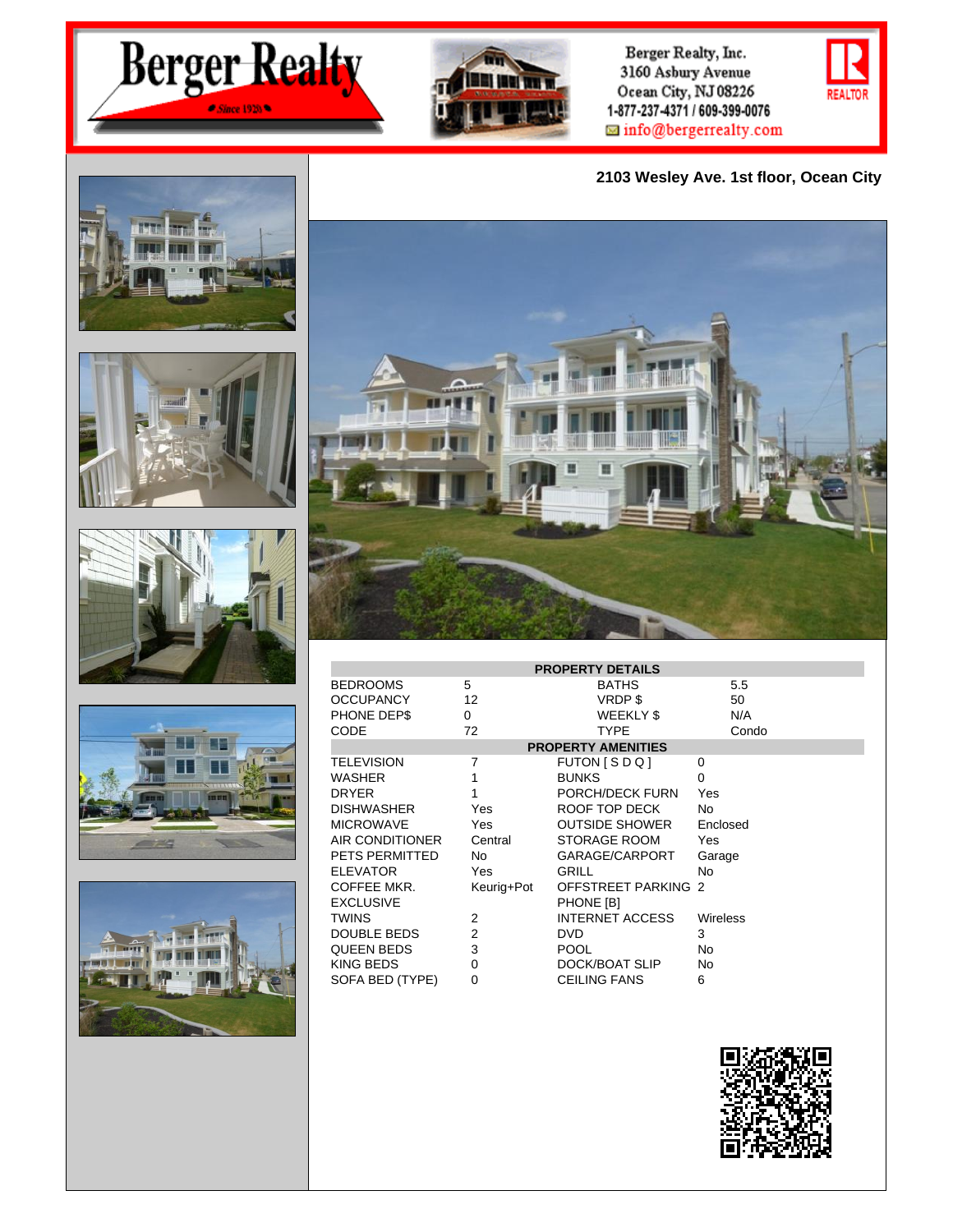# Berger Realty

*Since 1920*

Berger Realty, Inc.
3160 Asbury Avenue
Ocean City, NJ 08226
1-877-237-4371 / 609-399-0076
info@bergerrealty.com

REALTOR

## 2103 Wesley Ave. 1st floor, Ocean City

| PROPERTY DETAILS | | | |
|---|---|---|---|
| BEDROOMS | 5 | BATHS | 5.5 |
| OCCUPANCY | 12 | VRDP $ | 50 |
| PHONE DEP$ | 0 | WEEKLY $ | N/A |
| CODE | 72 | TYPE | Condo |

| PROPERTY AMENITIES | | | |
|---|---|---|---|
| TELEVISION | 7 | FUTON [ S D Q ] | 0 |
| WASHER | 1 | BUNKS | 0 |
| DRYER | 1 | PORCH/DECK FURN | Yes |
| DISHWASHER | Yes | ROOF TOP DECK | No |
| MICROWAVE | Yes | OUTSIDE SHOWER | Enclosed |
| AIR CONDITIONER | Central | STORAGE ROOM | Yes |
| PETS PERMITTED | No | GARAGE/CARPORT | Garage |
| ELEVATOR | Yes | GRILL | No |
| COFFEE MKR. | Keurig+Pot | OFFSTREET PARKING | 2 |
| EXCLUSIVE | | PHONE [B] | |
| TWINS | 2 | INTERNET ACCESS | Wireless |
| DOUBLE BEDS | 2 | DVD | 3 |
| QUEEN BEDS | 3 | POOL | No |
| KING BEDS | 0 | DOCK/BOAT SLIP | No |
| SOFA BED (TYPE) | 0 | CEILING FANS | 6 |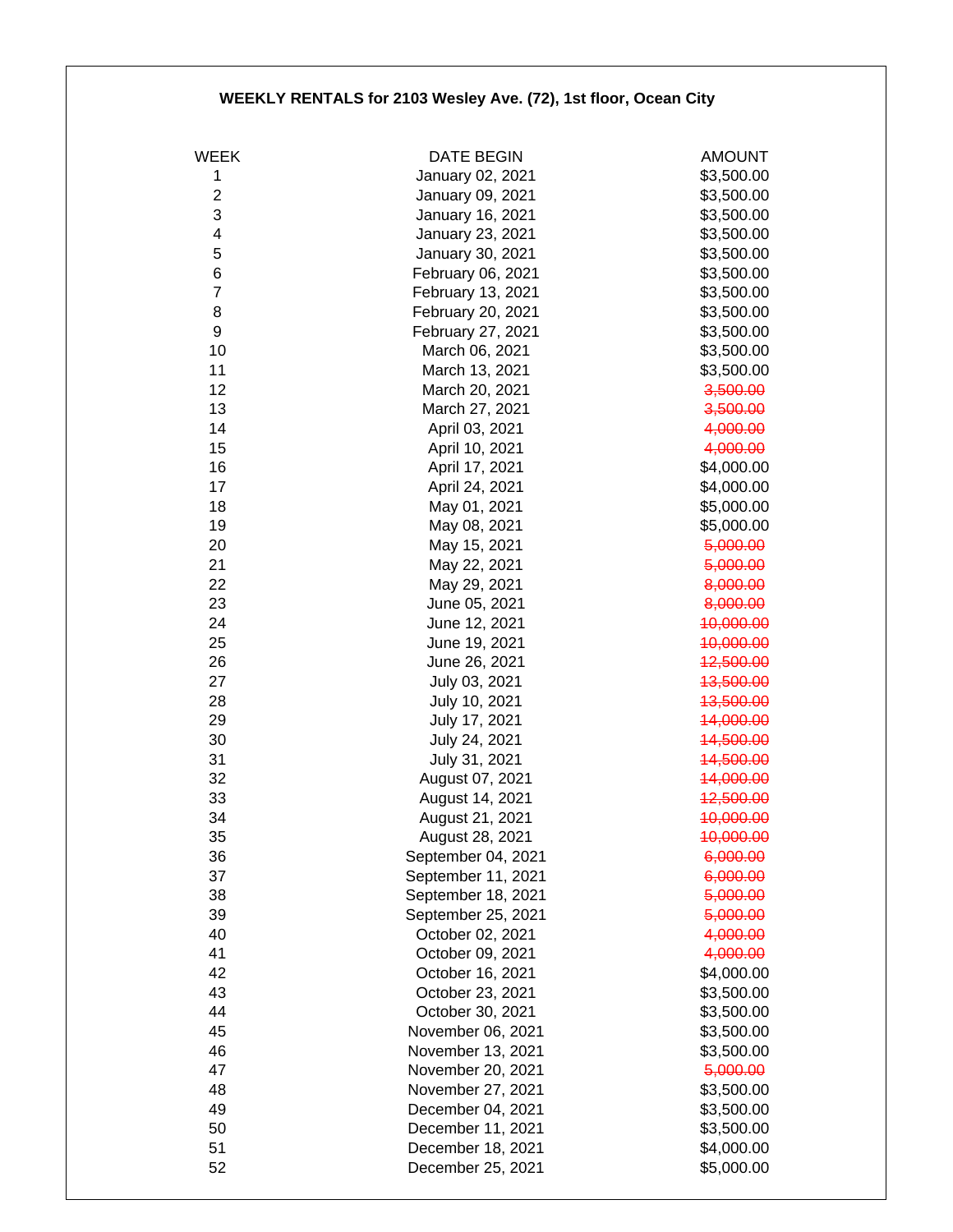**WEEKLY RENTALS for 2103 Wesley Ave. (72), 1st floor, Ocean City**

| WEEK | DATE BEGIN | AMOUNT |
| --- | --- | --- |
| 1 | January 02, 2021 | $3,500.00 |
| 2 | January 09, 2021 | $3,500.00 |
| 3 | January 16, 2021 | $3,500.00 |
| 4 | January 23, 2021 | $3,500.00 |
| 5 | January 30, 2021 | $3,500.00 |
| 6 | February 06, 2021 | $3,500.00 |
| 7 | February 13, 2021 | $3,500.00 |
| 8 | February 20, 2021 | $3,500.00 |
| 9 | February 27, 2021 | $3,500.00 |
| 10 | March 06, 2021 | $3,500.00 |
| 11 | March 13, 2021 | $3,500.00 |
| 12 | March 20, 2021 | ~~3,500.00~~ |
| 13 | March 27, 2021 | ~~3,500.00~~ |
| 14 | April 03, 2021 | ~~4,000.00~~ |
| 15 | April 10, 2021 | ~~4,000.00~~ |
| 16 | April 17, 2021 | $4,000.00 |
| 17 | April 24, 2021 | $4,000.00 |
| 18 | May 01, 2021 | $5,000.00 |
| 19 | May 08, 2021 | $5,000.00 |
| 20 | May 15, 2021 | ~~5,000.00~~ |
| 21 | May 22, 2021 | ~~5,000.00~~ |
| 22 | May 29, 2021 | ~~8,000.00~~ |
| 23 | June 05, 2021 | ~~8,000.00~~ |
| 24 | June 12, 2021 | ~~10,000.00~~ |
| 25 | June 19, 2021 | ~~10,000.00~~ |
| 26 | June 26, 2021 | ~~12,500.00~~ |
| 27 | July 03, 2021 | ~~13,500.00~~ |
| 28 | July 10, 2021 | ~~13,500.00~~ |
| 29 | July 17, 2021 | ~~14,000.00~~ |
| 30 | July 24, 2021 | ~~14,500.00~~ |
| 31 | July 31, 2021 | ~~14,500.00~~ |
| 32 | August 07, 2021 | ~~14,000.00~~ |
| 33 | August 14, 2021 | ~~12,500.00~~ |
| 34 | August 21, 2021 | ~~10,000.00~~ |
| 35 | August 28, 2021 | ~~10,000.00~~ |
| 36 | September 04, 2021 | ~~6,000.00~~ |
| 37 | September 11, 2021 | ~~6,000.00~~ |
| 38 | September 18, 2021 | ~~5,000.00~~ |
| 39 | September 25, 2021 | ~~5,000.00~~ |
| 40 | October 02, 2021 | ~~4,000.00~~ |
| 41 | October 09, 2021 | ~~4,000.00~~ |
| 42 | October 16, 2021 | $4,000.00 |
| 43 | October 23, 2021 | $3,500.00 |
| 44 | October 30, 2021 | $3,500.00 |
| 45 | November 06, 2021 | $3,500.00 |
| 46 | November 13, 2021 | $3,500.00 |
| 47 | November 20, 2021 | ~~5,000.00~~ |
| 48 | November 27, 2021 | $3,500.00 |
| 49 | December 04, 2021 | $3,500.00 |
| 50 | December 11, 2021 | $3,500.00 |
| 51 | December 18, 2021 | $4,000.00 |
| 52 | December 25, 2021 | $5,000.00 |